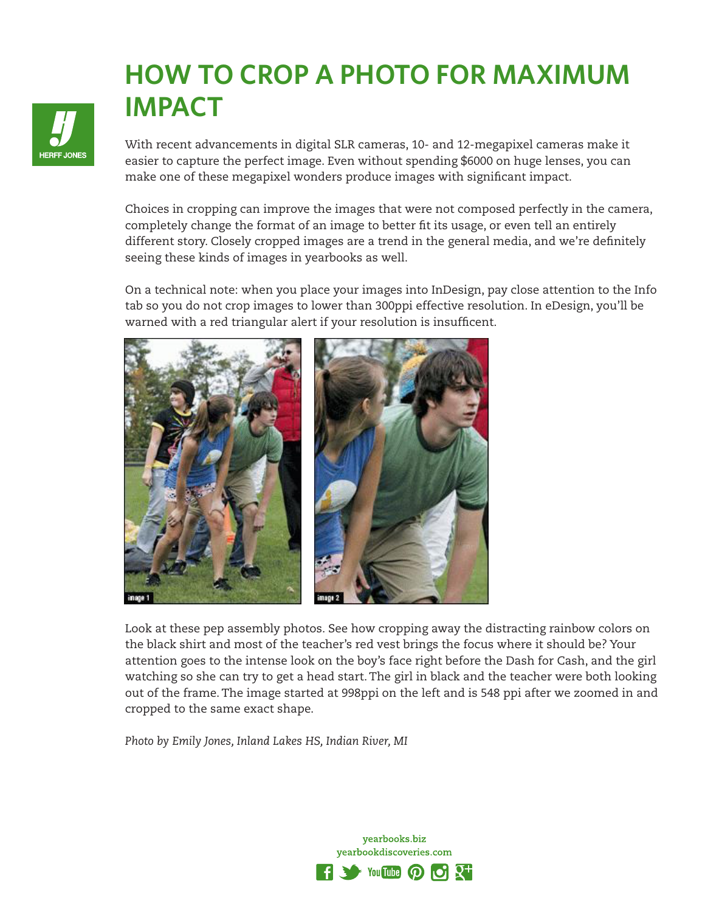# HOW TO CROP A PHOTO FOR MAXIMUM IMPACT

With recent advancements in digital SLR cameras, 10- and 12-megapixel cameras make it easier to capture the perfect image. Even without spending $6000 on huge lenses, you can make one of these megapixel wonders produce images with significant impact.

Choices in cropping can improve the images that were not composed perfectly in the camera, completely change the format of an image to better fit its usage, or even tell an entirely different story. Closely cropped images are a trend in the general media, and we're definitely seeing these kinds of images in yearbooks as well.

On a technical note: when you place your images into InDesign, pay close attention to the Info tab so you do not crop images to lower than 300ppi effective resolution. In eDesign, you'll be warned with a red triangular alert if your resolution is insuffcient.

Look at these pep assembly photos. See how cropping away the distracting rainbow colors on the black shirt and most of the teacher's red vest brings the focus where it should be? Your attention goes to the intense look on the boy's face right before the Dash for Cash, and the girl watching so she can try to get a head start. The girl in black and the teacher were both looking out of the frame. The image started at 998ppi on the left and is 548 ppi after we zoomed in and cropped to the same exact shape.

*Photo by Emily Jones, Inland Lakes HS, Indian River, MI*

yearbooks.biz
yearbookdiscoveries.com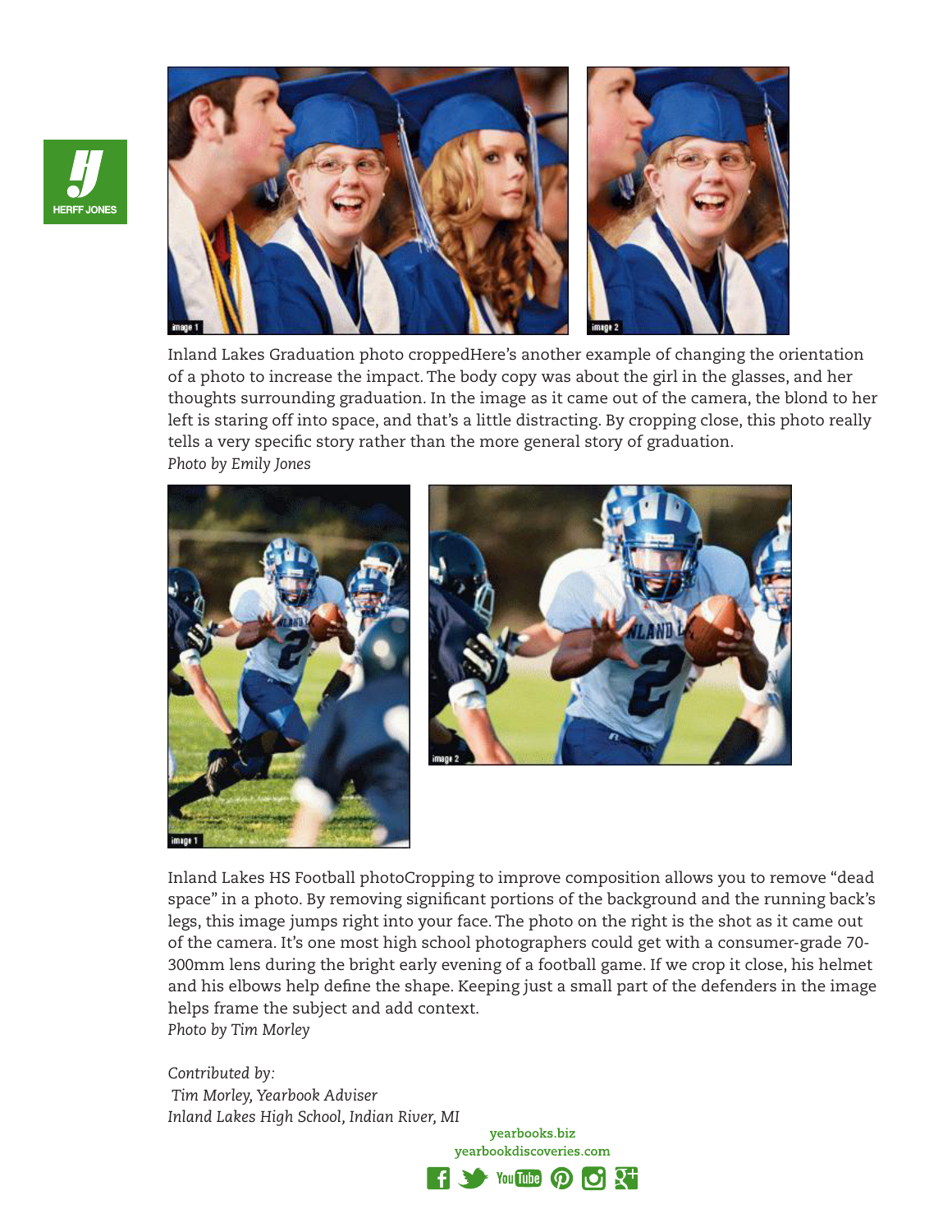Inland Lakes Graduation photo croppedHere's another example of changing the orientation of a photo to increase the impact. The body copy was about the girl in the glasses, and her thoughts surrounding graduation. In the image as it came out of the camera, the blond to her left is staring off into space, and that's a little distracting. By cropping close, this photo really tells a very specific story rather than the more general story of graduation.
*Photo by Emily Jones*

Inland Lakes HS Football photoCropping to improve composition allows you to remove "dead space" in a photo. By removing significant portions of the background and the running back's legs, this image jumps right into your face. The photo on the right is the shot as it came out of the camera. It's one most high school photographers could get with a consumer-grade 70-300mm lens during the bright early evening of a football game. If we crop it close, his helmet and his elbows help define the shape. Keeping just a small part of the defenders in the image helps frame the subject and add context.
*Photo by Tim Morley*

*Contributed by:*
*Tim Morley, Yearbook Adviser*
*Inland Lakes High School, Indian River, MI*

yearbooks.biz
yearbookdiscoveries.com